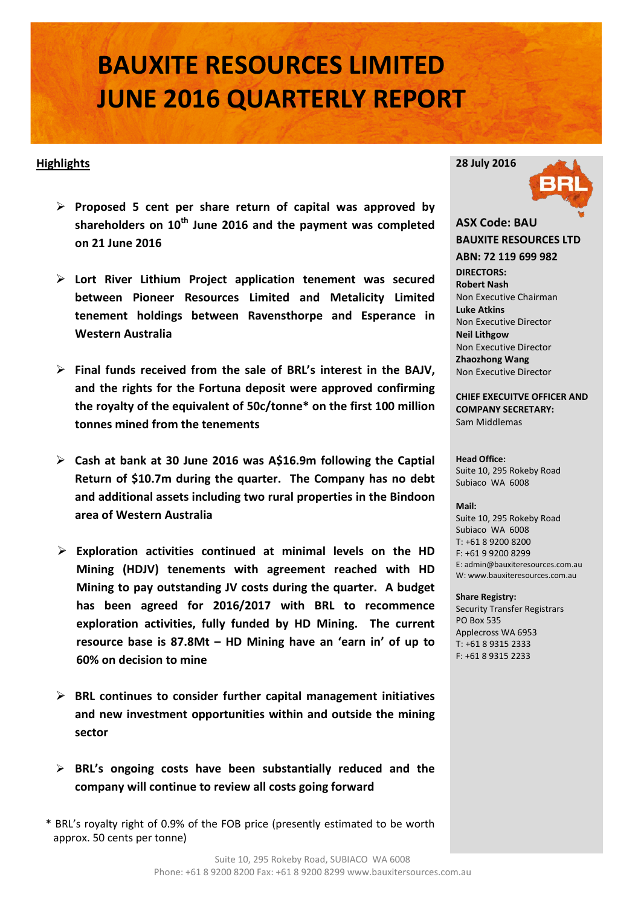# BAUXITE RESOURCES LIMITED
# JUNE 2016 QUARTERLY REPORT

**28 July 2016**

**ASX Code: BAU**
**BAUXITE RESOURCES LTD**
**ABN: 72 119 699 982**

**DIRECTORS:**
**Robert Nash**
Non Executive Chairman
**Luke Atkins**
Non Executive Director
**Neil Lithgow**
Non Executive Director
**Zhaozhong Wang**
Non Executive Director

**CHIEF EXECUITVE OFFICER AND COMPANY SECRETARY:**
Sam Middlemas

**Head Office:**
Suite 10, 295 Rokeby Road
Subiaco WA 6008

**Mail:**
Suite 10, 295 Rokeby Road
Subiaco WA 6008
T: +61 8 9200 8200
F: +61 9 9200 8299
E: admin@bauxiteresources.com.au
W: www.bauxiteresources.com.au

**Share Registry:**
Security Transfer Registrars
PO Box 535
Applecross WA 6953
T: +61 8 9315 2333
F: +61 8 9315 2233

## Highlights

- **Proposed 5 cent per share return of capital was approved by shareholders on 10th June 2016 and the payment was completed on 21 June 2016**

- **Lort River Lithium Project application tenement was secured between Pioneer Resources Limited and Metalicity Limited tenement holdings between Ravensthorpe and Esperance in Western Australia**

- **Final funds received from the sale of BRL's interest in the BAJV, and the rights for the Fortuna deposit were approved confirming the royalty of the equivalent of 50c/tonne* on the first 100 million tonnes mined from the tenements**

- **Cash at bank at 30 June 2016 was A$16.9m following the Captial Return of $10.7m during the quarter. The Company has no debt and additional assets including two rural properties in the Bindoon area of Western Australia**

- **Exploration activities continued at minimal levels on the HD Mining (HDJV) tenements with agreement reached with HD Mining to pay outstanding JV costs during the quarter. A budget has been agreed for 2016/2017 with BRL to recommence exploration activities, fully funded by HD Mining. The current resource base is 87.8Mt – HD Mining have an 'earn in' of up to 60% on decision to mine**

- **BRL continues to consider further capital management initiatives and new investment opportunities within and outside the mining sector**

- **BRL's ongoing costs have been substantially reduced and the company will continue to review all costs going forward**

\* BRL's royalty right of 0.9% of the FOB price (presently estimated to be worth approx. 50 cents per tonne)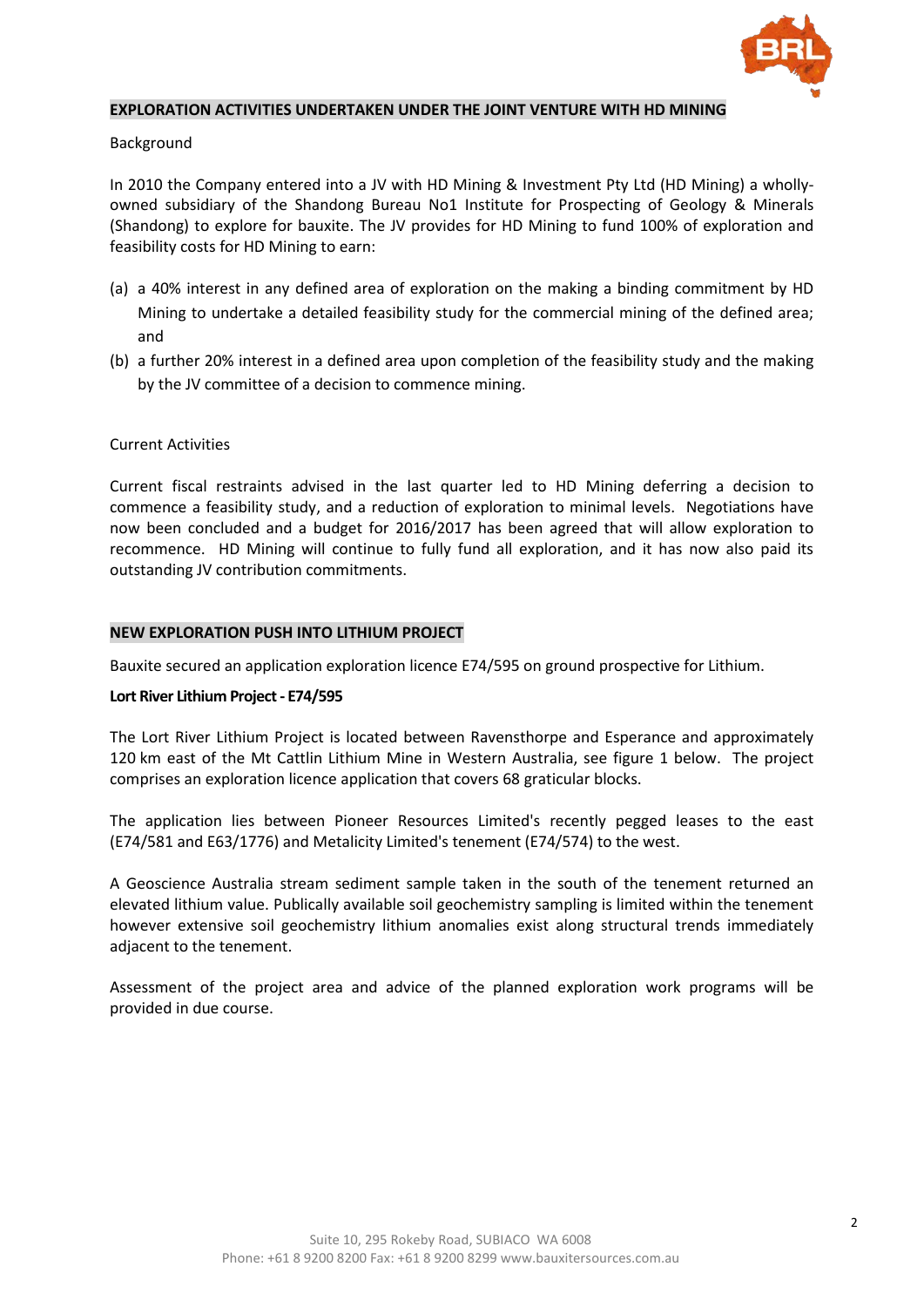## EXPLORATION ACTIVITIES UNDERTAKEN UNDER THE JOINT VENTURE WITH HD MINING

Background

In 2010 the Company entered into a JV with HD Mining & Investment Pty Ltd (HD Mining) a wholly-owned subsidiary of the Shandong Bureau No1 Institute for Prospecting of Geology & Minerals (Shandong) to explore for bauxite. The JV provides for HD Mining to fund 100% of exploration and feasibility costs for HD Mining to earn:

(a) a 40% interest in any defined area of exploration on the making a binding commitment by HD Mining to undertake a detailed feasibility study for the commercial mining of the defined area; and

(b) a further 20% interest in a defined area upon completion of the feasibility study and the making by the JV committee of a decision to commence mining.

Current Activities

Current fiscal restraints advised in the last quarter led to HD Mining deferring a decision to commence a feasibility study, and a reduction of exploration to minimal levels. Negotiations have now been concluded and a budget for 2016/2017 has been agreed that will allow exploration to recommence. HD Mining will continue to fully fund all exploration, and it has now also paid its outstanding JV contribution commitments.

## NEW EXPLORATION PUSH INTO LITHIUM PROJECT

Bauxite secured an application exploration licence E74/595 on ground prospective for Lithium.

**Lort River Lithium Project - E74/595**

The Lort River Lithium Project is located between Ravensthorpe and Esperance and approximately 120 km east of the Mt Cattlin Lithium Mine in Western Australia, see figure 1 below. The project comprises an exploration licence application that covers 68 graticular blocks.

The application lies between Pioneer Resources Limited's recently pegged leases to the east (E74/581 and E63/1776) and Metalicity Limited's tenement (E74/574) to the west.

A Geoscience Australia stream sediment sample taken in the south of the tenement returned an elevated lithium value. Publically available soil geochemistry sampling is limited within the tenement however extensive soil geochemistry lithium anomalies exist along structural trends immediately adjacent to the tenement.

Assessment of the project area and advice of the planned exploration work programs will be provided in due course.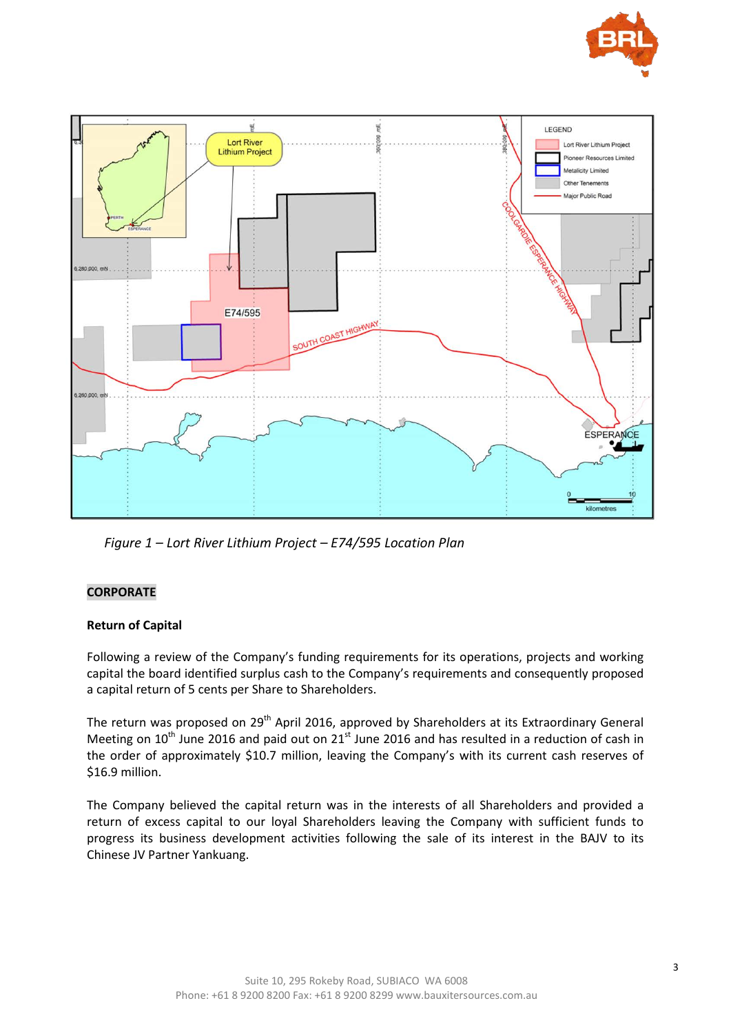*Figure 1 – Lort River Lithium Project – E74/595 Location Plan*

## CORPORATE

### Return of Capital

Following a review of the Company's funding requirements for its operations, projects and working capital the board identified surplus cash to the Company's requirements and consequently proposed a capital return of 5 cents per Share to Shareholders.

The return was proposed on 29th April 2016, approved by Shareholders at its Extraordinary General Meeting on 10th June 2016 and paid out on 21st June 2016 and has resulted in a reduction of cash in the order of approximately $10.7 million, leaving the Company's with its current cash reserves of $16.9 million.

The Company believed the capital return was in the interests of all Shareholders and provided a return of excess capital to our loyal Shareholders leaving the Company with sufficient funds to progress its business development activities following the sale of its interest in the BAJV to its Chinese JV Partner Yankuang.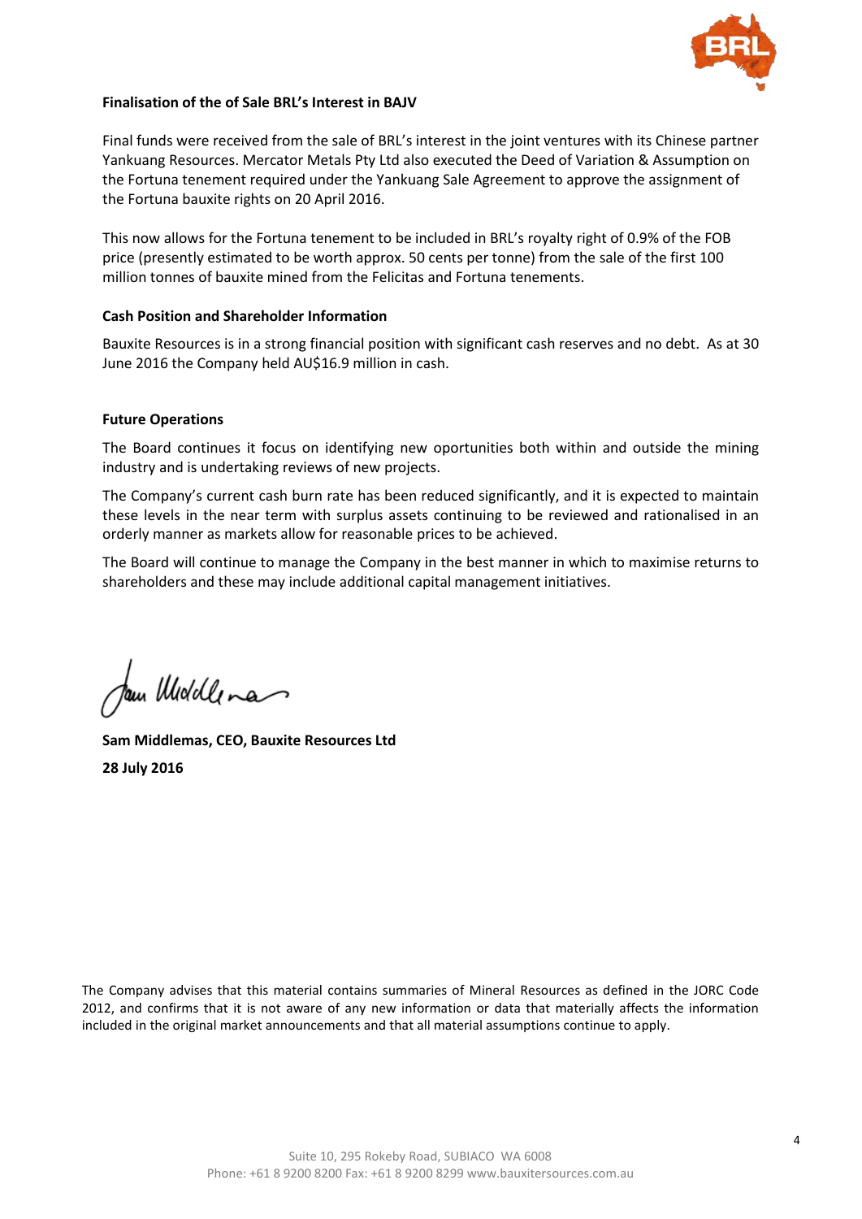**Finalisation of the of Sale BRL's Interest in BAJV**

Final funds were received from the sale of BRL's interest in the joint ventures with its Chinese partner Yankuang Resources. Mercator Metals Pty Ltd also executed the Deed of Variation & Assumption on the Fortuna tenement required under the Yankuang Sale Agreement to approve the assignment of the Fortuna bauxite rights on 20 April 2016.

This now allows for the Fortuna tenement to be included in BRL's royalty right of 0.9% of the FOB price (presently estimated to be worth approx. 50 cents per tonne) from the sale of the first 100 million tonnes of bauxite mined from the Felicitas and Fortuna tenements.

**Cash Position and Shareholder Information**

Bauxite Resources is in a strong financial position with significant cash reserves and no debt. As at 30 June 2016 the Company held AU$16.9 million in cash.

**Future Operations**

The Board continues it focus on identifying new oportunities both within and outside the mining industry and is undertaking reviews of new projects.

The Company's current cash burn rate has been reduced significantly, and it is expected to maintain these levels in the near term with surplus assets continuing to be reviewed and rationalised in an orderly manner as markets allow for reasonable prices to be achieved.

The Board will continue to manage the Company in the best manner in which to maximise returns to shareholders and these may include additional capital management initiatives.

**Sam Middlemas, CEO, Bauxite Resources Ltd**

**28 July 2016**

The Company advises that this material contains summaries of Mineral Resources as defined in the JORC Code 2012, and confirms that it is not aware of any new information or data that materially affects the information included in the original market announcements and that all material assumptions continue to apply.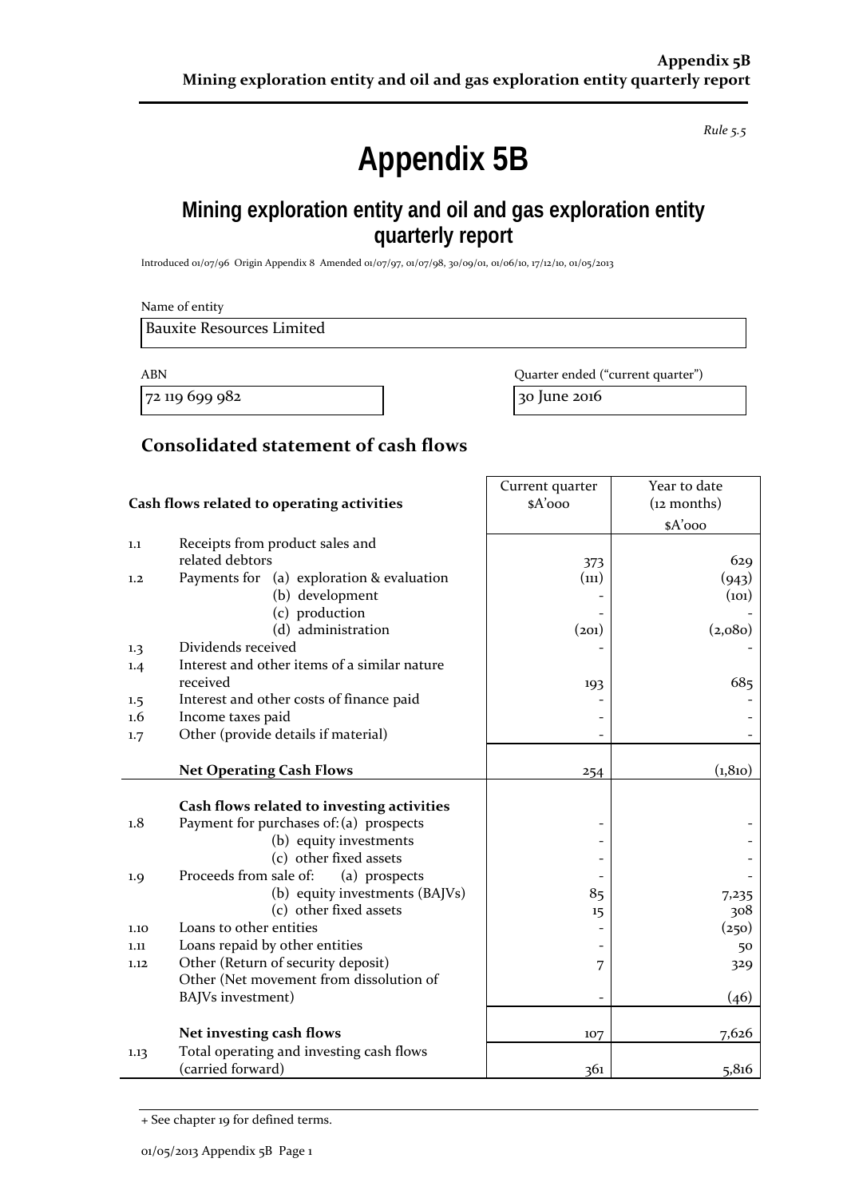*Rule 5.5*

# Appendix 5B

## Mining exploration entity and oil and gas exploration entity quarterly report

Introduced 01/07/96 Origin Appendix 8 Amended 01/07/97, 01/07/98, 30/09/01, 01/06/10, 17/12/10, 01/05/2013

Name of entity

Bauxite Resources Limited

| ABN | Quarter ended ("current quarter") |
|---|---|
| 72 119 699 982 | 30 June 2016 |

## Consolidated statement of cash flows

| | Cash flows related to operating activities | Current quarter $A'000 | Year to date (12 months) $A'000 |
|---|---|---|---|
| 1.1 | Receipts from product sales and related debtors | 373 | 629 |
| 1.2 | Payments for (a) exploration & evaluation | (111) | (943) |
| | (b) development | - | (101) |
| | (c) production | - | - |
| | (d) administration | (201) | (2,080) |
| 1.3 | Dividends received | - | - |
| 1.4 | Interest and other items of a similar nature received | 193 | 685 |
| 1.5 | Interest and other costs of finance paid | - | - |
| 1.6 | Income taxes paid | - | - |
| 1.7 | Other (provide details if material) | - | - |
| | **Net Operating Cash Flows** | 254 | (1,810) |
| | **Cash flows related to investing activities** | | |
| 1.8 | Payment for purchases of: (a) prospects | - | - |
| | (b) equity investments | - | - |
| | (c) other fixed assets | - | - |
| 1.9 | Proceeds from sale of: (a) prospects | - | - |
| | (b) equity investments (BAJVs) | 85 | 7,235 |
| | (c) other fixed assets | 15 | 308 |
| 1.10 | Loans to other entities | - | (250) |
| 1.11 | Loans repaid by other entities | - | 50 |
| 1.12 | Other (Return of security deposit) | 7 | 329 |
| | Other (Net movement from dissolution of BAJVs investment) | - | (46) |
| | **Net investing cash flows** | 107 | 7,626 |
| 1.13 | Total operating and investing cash flows (carried forward) | 361 | 5,816 |

+ See chapter 19 for defined terms.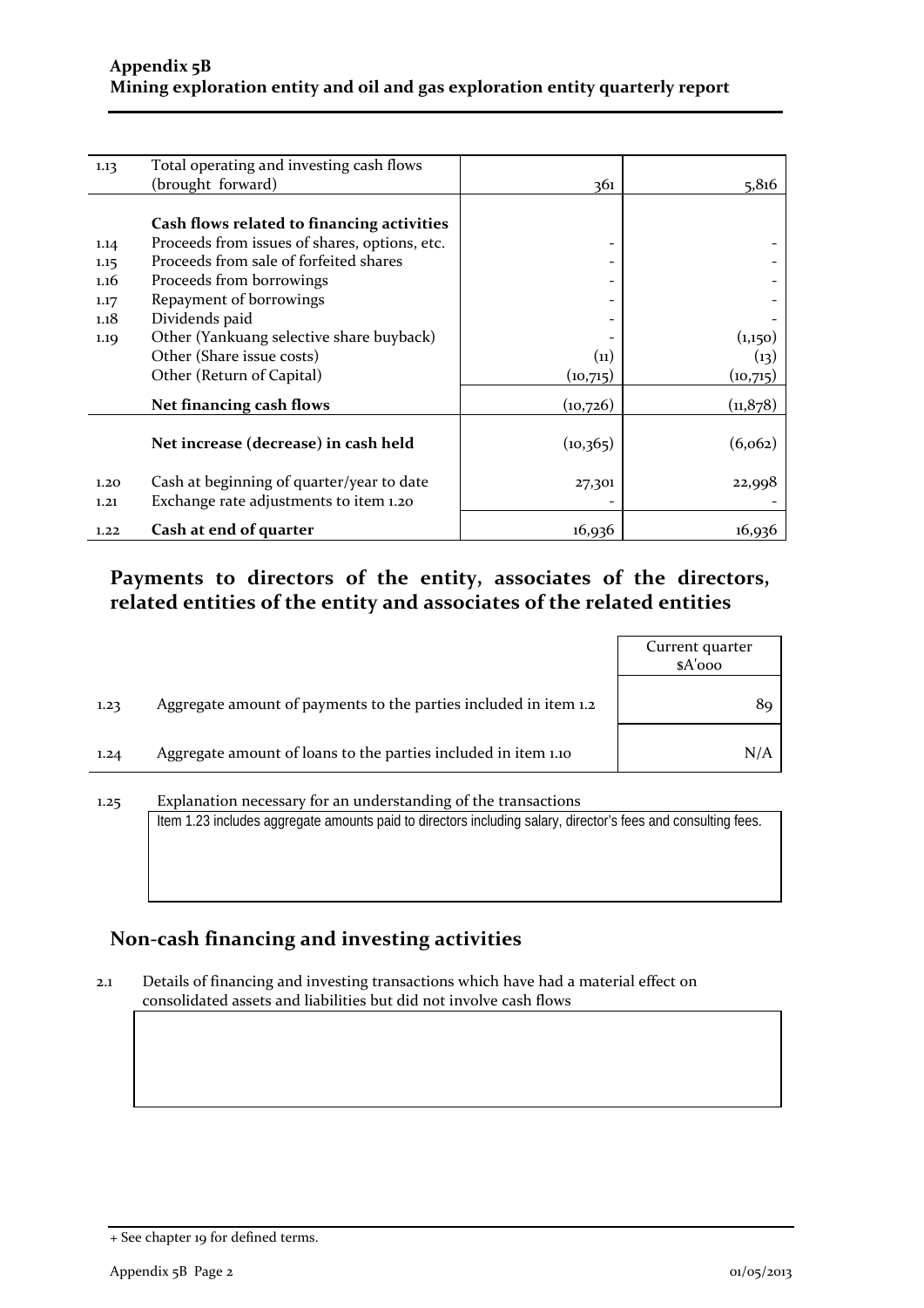| | | | |
|---|---|---|---|
| 1.13 | Total operating and investing cash flows (brought forward) | 361 | 5,816 |
| | **Cash flows related to financing activities** | | |
| 1.14 | Proceeds from issues of shares, options, etc. | - | - |
| 1.15 | Proceeds from sale of forfeited shares | - | - |
| 1.16 | Proceeds from borrowings | - | - |
| 1.17 | Repayment of borrowings | - | - |
| 1.18 | Dividends paid | - | - |
| 1.19 | Other (Yankuang selective share buyback) | - | (1,150) |
| | Other (Share issue costs) | (11) | (13) |
| | Other (Return of Capital) | (10,715) | (10,715) |
| | **Net financing cash flows** | (10,726) | (11,878) |
| | **Net increase (decrease) in cash held** | (10,365) | (6,062) |
| 1.20 | Cash at beginning of quarter/year to date | 27,301 | 22,998 |
| 1.21 | Exchange rate adjustments to item 1.20 | - | - |
| 1.22 | **Cash at end of quarter** | 16,936 | 16,936 |

## Payments to directors of the entity, associates of the directors, related entities of the entity and associates of the related entities

| | | Current quarter $A'000 |
|---|---|---|
| 1.23 | Aggregate amount of payments to the parties included in item 1.2 | 89 |
| 1.24 | Aggregate amount of loans to the parties included in item 1.10 | N/A |

1.25 Explanation necessary for an understanding of the transactions

Item 1.23 includes aggregate amounts paid to directors including salary, director's fees and consulting fees.

## Non-cash financing and investing activities

2.1 Details of financing and investing transactions which have had a material effect on consolidated assets and liabilities but did not involve cash flows

+ See chapter 19 for defined terms.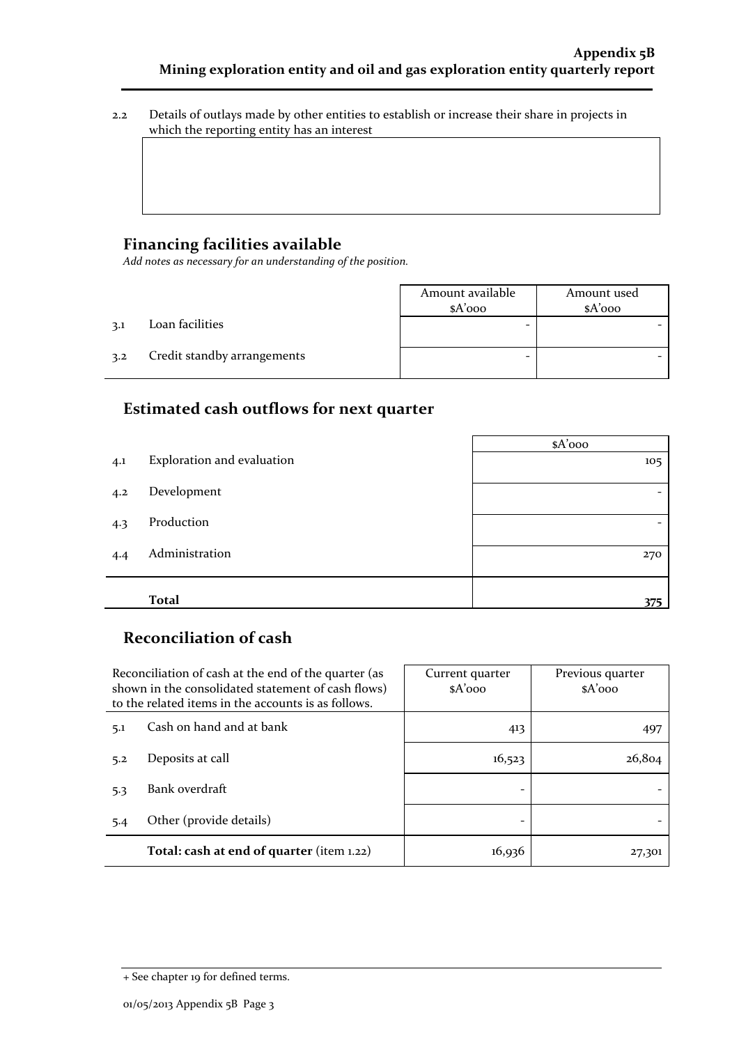2.2 Details of outlays made by other entities to establish or increase their share in projects in which the reporting entity has an interest

## Financing facilities available

*Add notes as necessary for an understanding of the position.*

| | | Amount available $A'000 | Amount used $A'000 |
|---|---|---|---|
| 3.1 | Loan facilities | - | - |
| 3.2 | Credit standby arrangements | - | - |

## Estimated cash outflows for next quarter

| | | $A'000 |
|---|---|---|
| 4.1 | Exploration and evaluation | 105 |
| 4.2 | Development | - |
| 4.3 | Production | - |
| 4.4 | Administration | 270 |
| | **Total** | **375** |

## Reconciliation of cash

| Reconciliation of cash at the end of the quarter (as shown in the consolidated statement of cash flows) to the related items in the accounts is as follows. | | Current quarter $A'000 | Previous quarter $A'000 |
|---|---|---|---|
| 5.1 | Cash on hand and at bank | 413 | 497 |
| 5.2 | Deposits at call | 16,523 | 26,804 |
| 5.3 | Bank overdraft | - | - |
| 5.4 | Other (provide details) | - | - |
| | **Total: cash at end of quarter** (item 1.22) | 16,936 | 27,301 |

+ See chapter 19 for defined terms.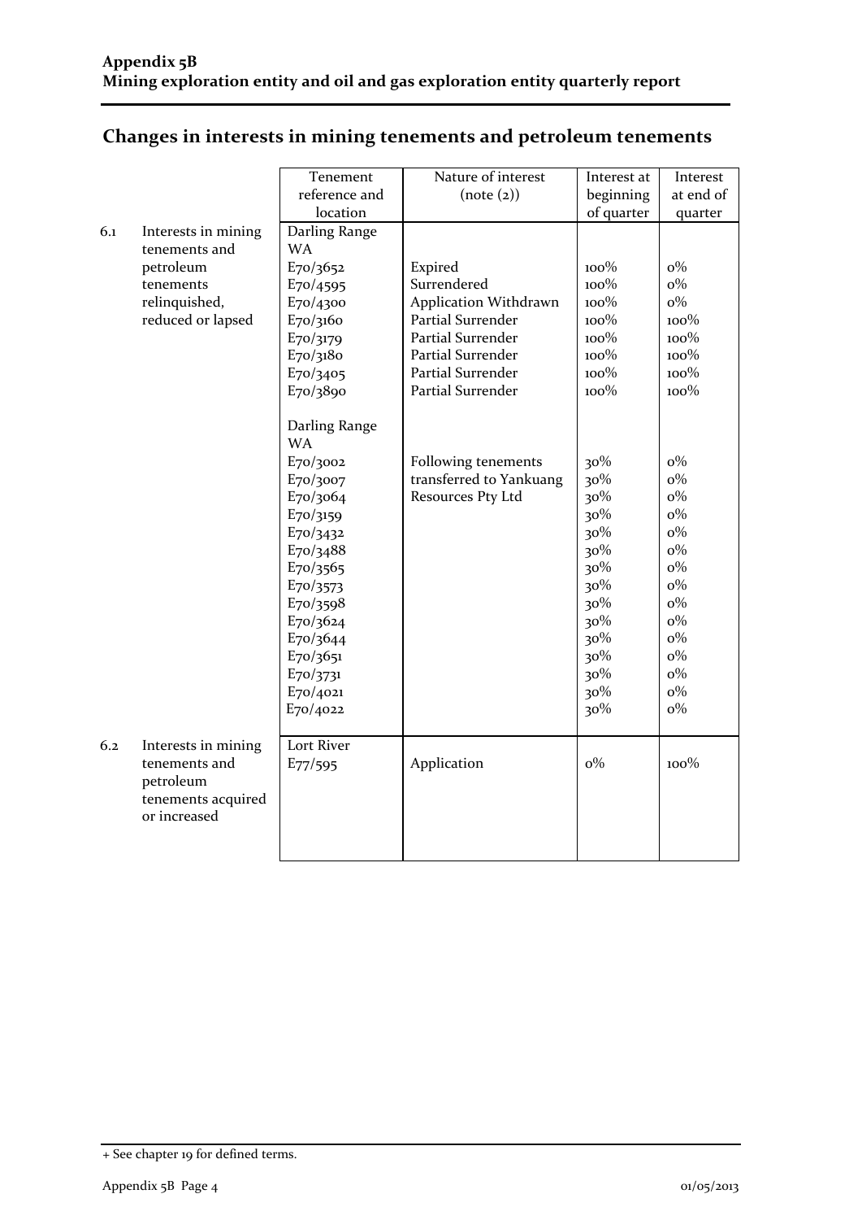**Appendix 5B**
**Mining exploration entity and oil and gas exploration entity quarterly report**

## Changes in interests in mining tenements and petroleum tenements

| | | Tenement reference and location | Nature of interest (note (2)) | Interest at beginning of quarter | Interest at end of quarter |
|---|---|---|---|---|---|
| 6.1 | Interests in mining tenements and petroleum tenements relinquished, reduced or lapsed | Darling Range WA | | | |
| | | E70/3652 | Expired | 100% | 0% |
| | | E70/4595 | Surrendered | 100% | 0% |
| | | E70/4300 | Application Withdrawn | 100% | 0% |
| | | E70/3160 | Partial Surrender | 100% | 100% |
| | | E70/3179 | Partial Surrender | 100% | 100% |
| | | E70/3180 | Partial Surrender | 100% | 100% |
| | | E70/3405 | Partial Surrender | 100% | 100% |
| | | E70/3890 | Partial Surrender | 100% | 100% |
| | | Darling Range WA | | | |
| | | E70/3002 | Following tenements transferred to Yankuang Resources Pty Ltd | 30% | 0% |
| | | E70/3007 | | 30% | 0% |
| | | E70/3064 | | 30% | 0% |
| | | E70/3159 | | 30% | 0% |
| | | E70/3432 | | 30% | 0% |
| | | E70/3488 | | 30% | 0% |
| | | E70/3565 | | 30% | 0% |
| | | E70/3573 | | 30% | 0% |
| | | E70/3598 | | 30% | 0% |
| | | E70/3624 | | 30% | 0% |
| | | E70/3644 | | 30% | 0% |
| | | E70/3651 | | 30% | 0% |
| | | E70/3731 | | 30% | 0% |
| | | E70/4021 | | 30% | 0% |
| | | E70/4022 | | 30% | 0% |
| 6.2 | Interests in mining tenements and petroleum tenements acquired or increased | Lort River | | | |
| | | E77/595 | Application | 0% | 100% |

+ See chapter 19 for defined terms.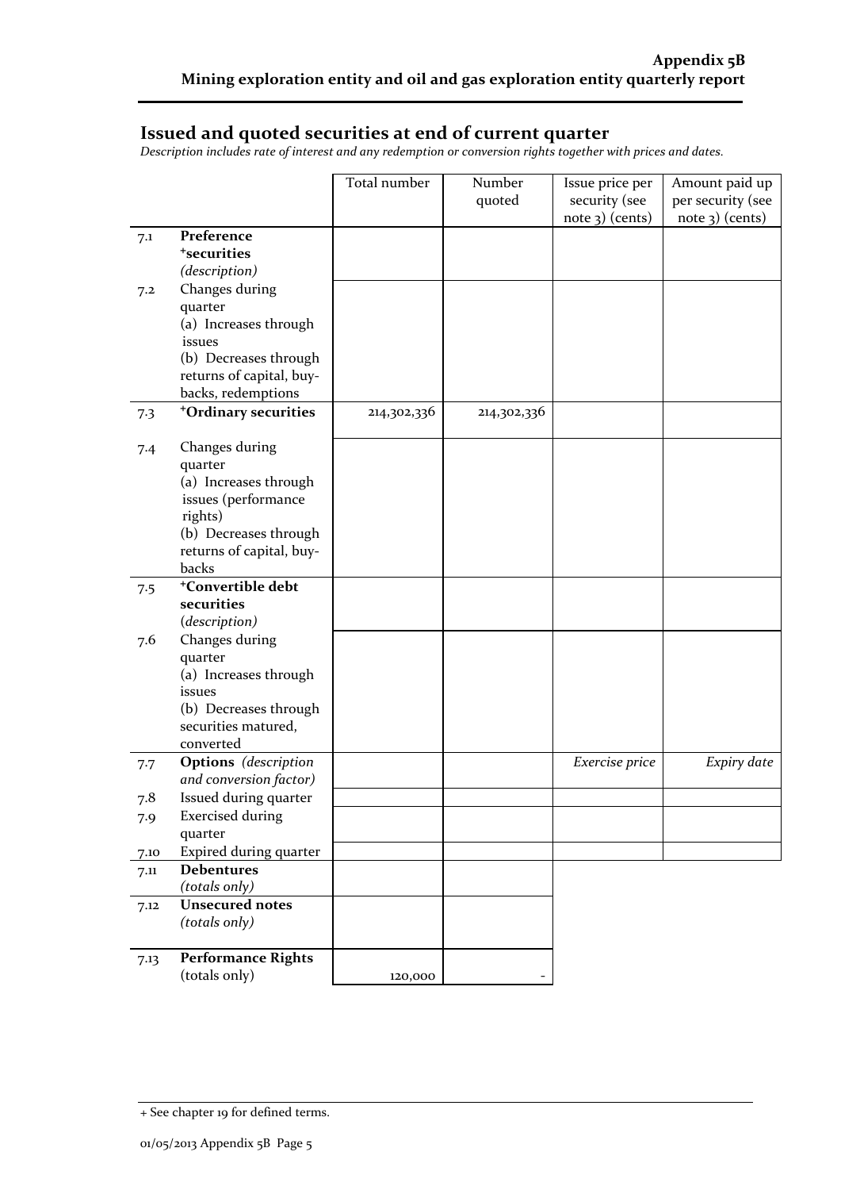## Issued and quoted securities at end of current quarter

*Description includes rate of interest and any redemption or conversion rights together with prices and dates.*

| | | Total number | Number quoted | Issue price per security (see note 3) (cents) | Amount paid up per security (see note 3) (cents) |
|---|---|---|---|---|---|
| 7.1 | **Preference +securities** *(description)* | | | | |
| 7.2 | Changes during quarter (a) Increases through issues (b) Decreases through returns of capital, buy-backs, redemptions | | | | |
| 7.3 | **+Ordinary securities** | 214,302,336 | 214,302,336 | | |
| 7.4 | Changes during quarter (a) Increases through issues (performance rights) (b) Decreases through returns of capital, buy-backs | | | | |
| 7.5 | **+Convertible debt securities** *(description)* | | | | |
| 7.6 | Changes during quarter (a) Increases through issues (b) Decreases through securities matured, converted | | | | |
| 7.7 | **Options** *(description and conversion factor)* | | | *Exercise price* | *Expiry date* |
| 7.8 | Issued during quarter | | | | |
| 7.9 | Exercised during quarter | | | | |
| 7.10 | Expired during quarter | | | | |
| 7.11 | **Debentures** *(totals only)* | | | | |
| 7.12 | **Unsecured notes** *(totals only)* | | | | |
| 7.13 | **Performance Rights** (totals only) | 120,000 | - | | |

+ See chapter 19 for defined terms.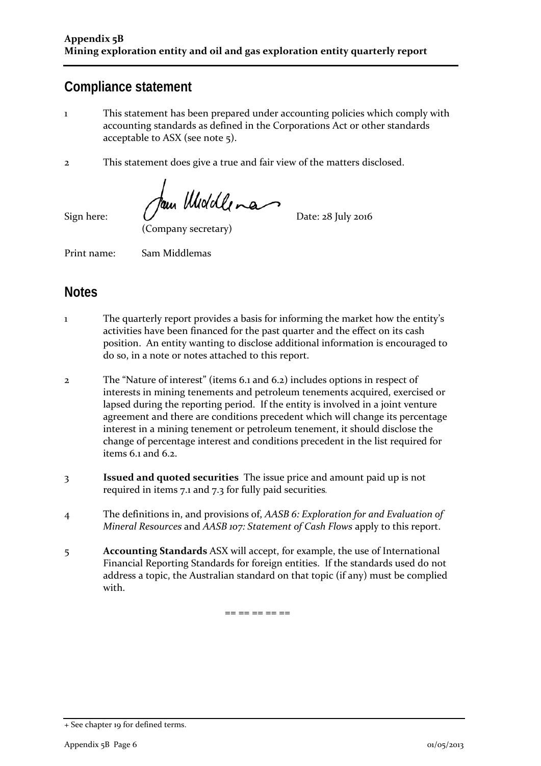## Compliance statement

1 This statement has been prepared under accounting policies which comply with accounting standards as defined in the Corporations Act or other standards acceptable to ASX (see note 5).

2 This statement does give a true and fair view of the matters disclosed.

Sign here: (Company secretary) Date: 28 July 2016

Print name: Sam Middlemas

## Notes

1 The quarterly report provides a basis for informing the market how the entity's activities have been financed for the past quarter and the effect on its cash position. An entity wanting to disclose additional information is encouraged to do so, in a note or notes attached to this report.

2 The "Nature of interest" (items 6.1 and 6.2) includes options in respect of interests in mining tenements and petroleum tenements acquired, exercised or lapsed during the reporting period. If the entity is involved in a joint venture agreement and there are conditions precedent which will change its percentage interest in a mining tenement or petroleum tenement, it should disclose the change of percentage interest and conditions precedent in the list required for items 6.1 and 6.2.

3 **Issued and quoted securities** The issue price and amount paid up is not required in items 7.1 and 7.3 for fully paid securities.

4 The definitions in, and provisions of, *AASB 6: Exploration for and Evaluation of Mineral Resources* and *AASB 107: Statement of Cash Flows* apply to this report.

5 **Accounting Standards** ASX will accept, for example, the use of International Financial Reporting Standards for foreign entities. If the standards used do not address a topic, the Australian standard on that topic (if any) must be complied with.

== == == == ==

+ See chapter 19 for defined terms.